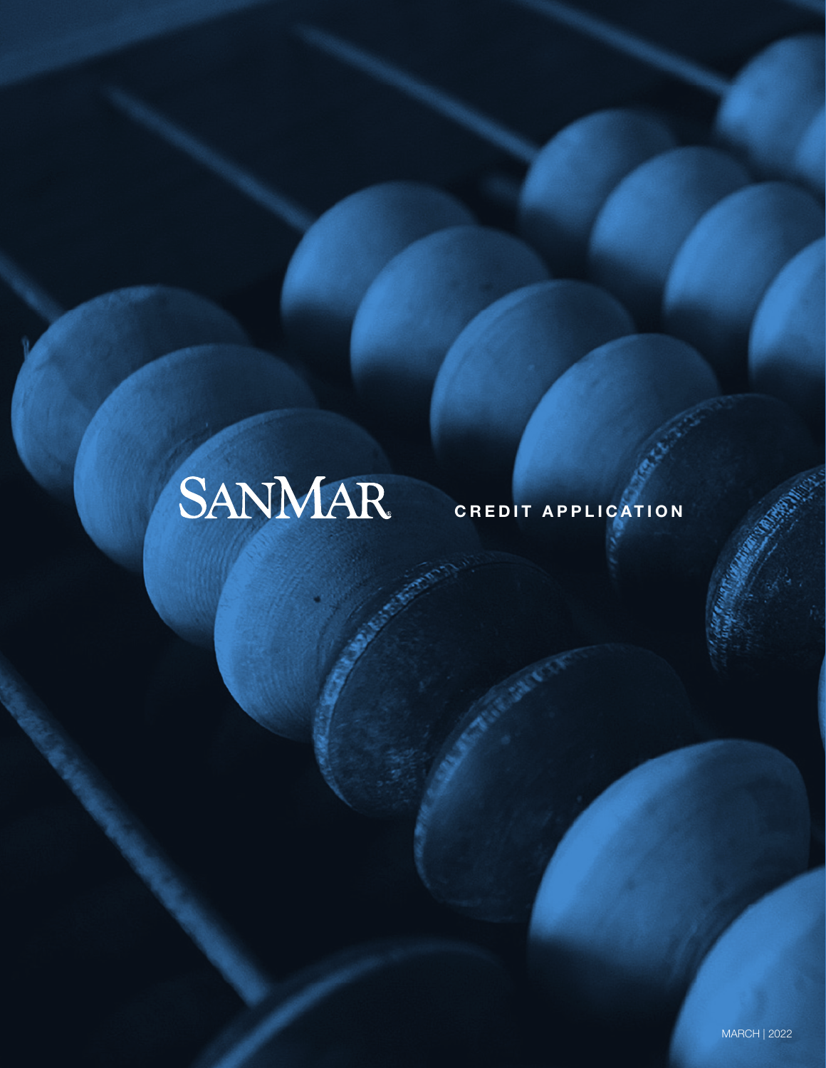# SANMAR

## CREDIT APPLICATION

MARCH | 2022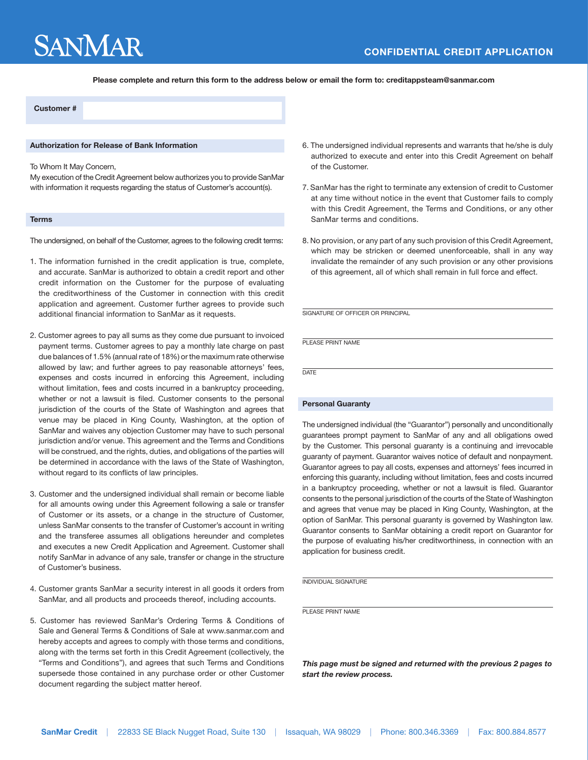# SANMAR

## CONFIDENTIAL CREDIT APPLICATION

**Please complete and return this form to the address below or email the form to: creditappsteam@sanmar.com**

| **Customer #** | |
|---|---|

### Authorization for Release of Bank Information

To Whom It May Concern,
My execution of the Credit Agreement below authorizes you to provide SanMar with information it requests regarding the status of Customer's account(s).

### Terms

The undersigned, on behalf of the Customer, agrees to the following credit terms:

1. The information furnished in the credit application is true, complete, and accurate. SanMar is authorized to obtain a credit report and other credit information on the Customer for the purpose of evaluating the creditworthiness of the Customer in connection with this credit application and agreement. Customer further agrees to provide such additional financial information to SanMar as it requests.

2. Customer agrees to pay all sums as they come due pursuant to invoiced payment terms. Customer agrees to pay a monthly late charge on past due balances of 1.5% (annual rate of 18%) or the maximum rate otherwise allowed by law; and further agrees to pay reasonable attorneys' fees, expenses and costs incurred in enforcing this Agreement, including without limitation, fees and costs incurred in a bankruptcy proceeding, whether or not a lawsuit is filed. Customer consents to the personal jurisdiction of the courts of the State of Washington and agrees that venue may be placed in King County, Washington, at the option of SanMar and waives any objection Customer may have to such personal jurisdiction and/or venue. This agreement and the Terms and Conditions will be construed, and the rights, duties, and obligations of the parties will be determined in accordance with the laws of the State of Washington, without regard to its conflicts of law principles.

3. Customer and the undersigned individual shall remain or become liable for all amounts owing under this Agreement following a sale or transfer of Customer or its assets, or a change in the structure of Customer, unless SanMar consents to the transfer of Customer's account in writing and the transferee assumes all obligations hereunder and completes and executes a new Credit Application and Agreement. Customer shall notify SanMar in advance of any sale, transfer or change in the structure of Customer's business.

4. Customer grants SanMar a security interest in all goods it orders from SanMar, and all products and proceeds thereof, including accounts.

5. Customer has reviewed SanMar's Ordering Terms & Conditions of Sale and General Terms & Conditions of Sale at www.sanmar.com and hereby accepts and agrees to comply with those terms and conditions, along with the terms set forth in this Credit Agreement (collectively, the "Terms and Conditions"), and agrees that such Terms and Conditions supersede those contained in any purchase order or other Customer document regarding the subject matter hereof.

6. The undersigned individual represents and warrants that he/she is duly authorized to execute and enter into this Credit Agreement on behalf of the Customer.

7. SanMar has the right to terminate any extension of credit to Customer at any time without notice in the event that Customer fails to comply with this Credit Agreement, the Terms and Conditions, or any other SanMar terms and conditions.

8. No provision, or any part of any such provision of this Credit Agreement, which may be stricken or deemed unenforceable, shall in any way invalidate the remainder of any such provision or any other provisions of this agreement, all of which shall remain in full force and effect.

______________________________
SIGNATURE OF OFFICER OR PRINCIPAL

______________________________
PLEASE PRINT NAME

______________________________
DATE

### Personal Guaranty

The undersigned individual (the "Guarantor") personally and unconditionally guarantees prompt payment to SanMar of any and all obligations owed by the Customer. This personal guaranty is a continuing and irrevocable guaranty of payment. Guarantor waives notice of default and nonpayment. Guarantor agrees to pay all costs, expenses and attorneys' fees incurred in enforcing this guaranty, including without limitation, fees and costs incurred in a bankruptcy proceeding, whether or not a lawsuit is filed. Guarantor consents to the personal jurisdiction of the courts of the State of Washington and agrees that venue may be placed in King County, Washington, at the option of SanMar. This personal guaranty is governed by Washington law. Guarantor consents to SanMar obtaining a credit report on Guarantor for the purpose of evaluating his/her creditworthiness, in connection with an application for business credit.

______________________________
INDIVIDUAL SIGNATURE

______________________________
PLEASE PRINT NAME

***This page must be signed and returned with the previous 2 pages to start the review process.***

**SanMar Credit** | 22833 SE Black Nugget Road, Suite 130 | Issaquah, WA 98029 | Phone: 800.346.3369 | Fax: 800.884.8577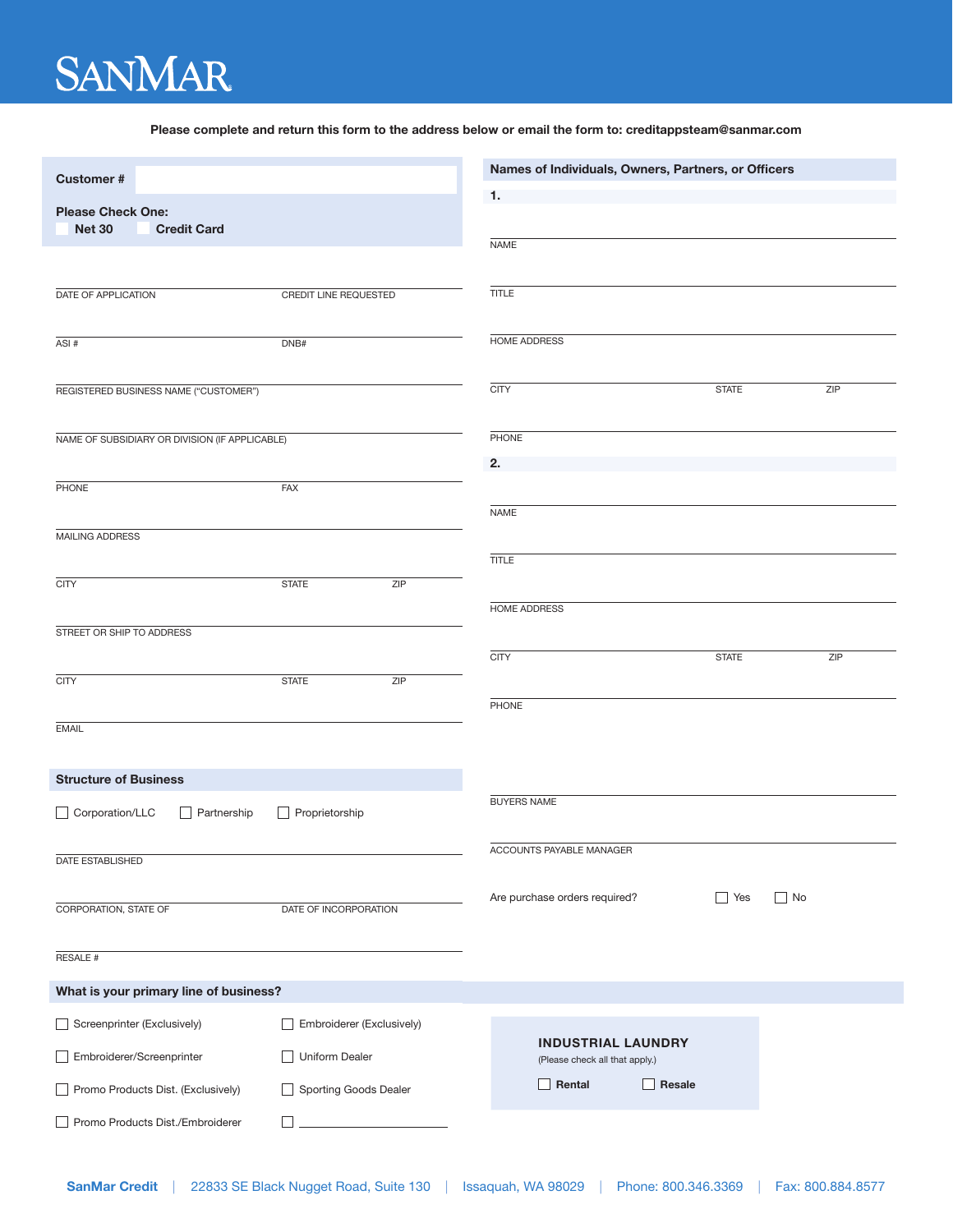# SANMAR

Please complete and return this form to the address below or email the form to: creditappsteam@sanmar.com

**Customer #** ______________________

**Please Check One:**

☐ **Net 30** ☐ **Credit Card**

DATE OF APPLICATION ______________ CREDIT LINE REQUESTED ______________

ASI # ______________ DNB# ______________

REGISTERED BUSINESS NAME ("CUSTOMER") ______________

NAME OF SUBSIDIARY OR DIVISION (IF APPLICABLE) ______________

PHONE ______________ FAX ______________

MAILING ADDRESS ______________

CITY ______________ STATE ______________ ZIP ______________

STREET OR SHIP TO ADDRESS ______________

CITY ______________ STATE ______________ ZIP ______________

EMAIL ______________

## Structure of Business

☐ Corporation/LLC ☐ Partnership ☐ Proprietorship

DATE ESTABLISHED ______________

CORPORATION, STATE OF ______________ DATE OF INCORPORATION ______________

RESALE # ______________

## Names of Individuals, Owners, Partners, or Officers

**1.**

NAME ______________

TITLE ______________

HOME ADDRESS ______________

CITY ______________ STATE ______________ ZIP ______________

PHONE ______________

**2.**

NAME ______________

TITLE ______________

HOME ADDRESS ______________

CITY ______________ STATE ______________ ZIP ______________

PHONE ______________

BUYERS NAME ______________

ACCOUNTS PAYABLE MANAGER ______________

Are purchase orders required? ☐ Yes ☐ No

## What is your primary line of business?

☐ Screenprinter (Exclusively)

☐ Embroiderer (Exclusively)

☐ Embroiderer/Screenprinter

☐ Uniform Dealer

☐ Promo Products Dist. (Exclusively)

☐ Sporting Goods Dealer

☐ Promo Products Dist./Embroiderer

☐ ______________

**INDUSTRIAL LAUNDRY**

(Please check all that apply.)

☐ **Rental** ☐ **Resale**

**SanMar Credit** | 22833 SE Black Nugget Road, Suite 130 | Issaquah, WA 98029 | Phone: 800.346.3369 | Fax: 800.884.8577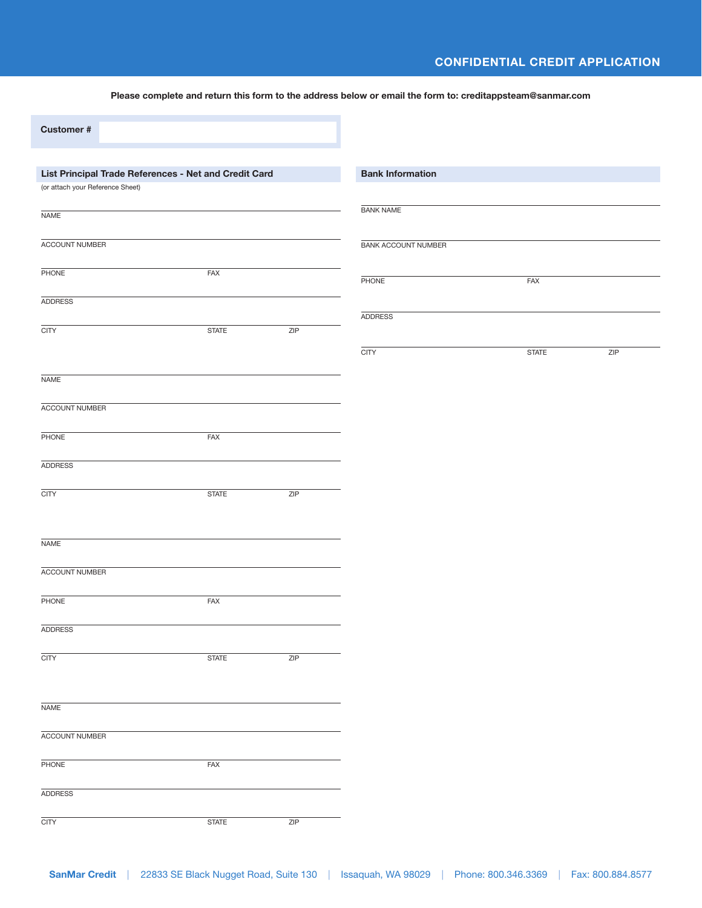# CONFIDENTIAL CREDIT APPLICATION

**Please complete and return this form to the address below or email the form to: creditappsteam@sanmar.com**

**Customer #**

## List Principal Trade References - Net and Credit Card

(or attach your Reference Sheet)

NAME

ACCOUNT NUMBER

PHONE FAX

ADDRESS

CITY STATE ZIP

NAME

ACCOUNT NUMBER

PHONE FAX

ADDRESS

CITY STATE ZIP

NAME

ACCOUNT NUMBER

PHONE FAX

ADDRESS

CITY STATE ZIP

NAME

ACCOUNT NUMBER

PHONE FAX

ADDRESS

CITY STATE ZIP

## Bank Information

BANK NAME

BANK ACCOUNT NUMBER

PHONE FAX

ADDRESS

CITY STATE ZIP

**SanMar Credit** | 22833 SE Black Nugget Road, Suite 130 | Issaquah, WA 98029 | Phone: 800.346.3369 | Fax: 800.884.8577